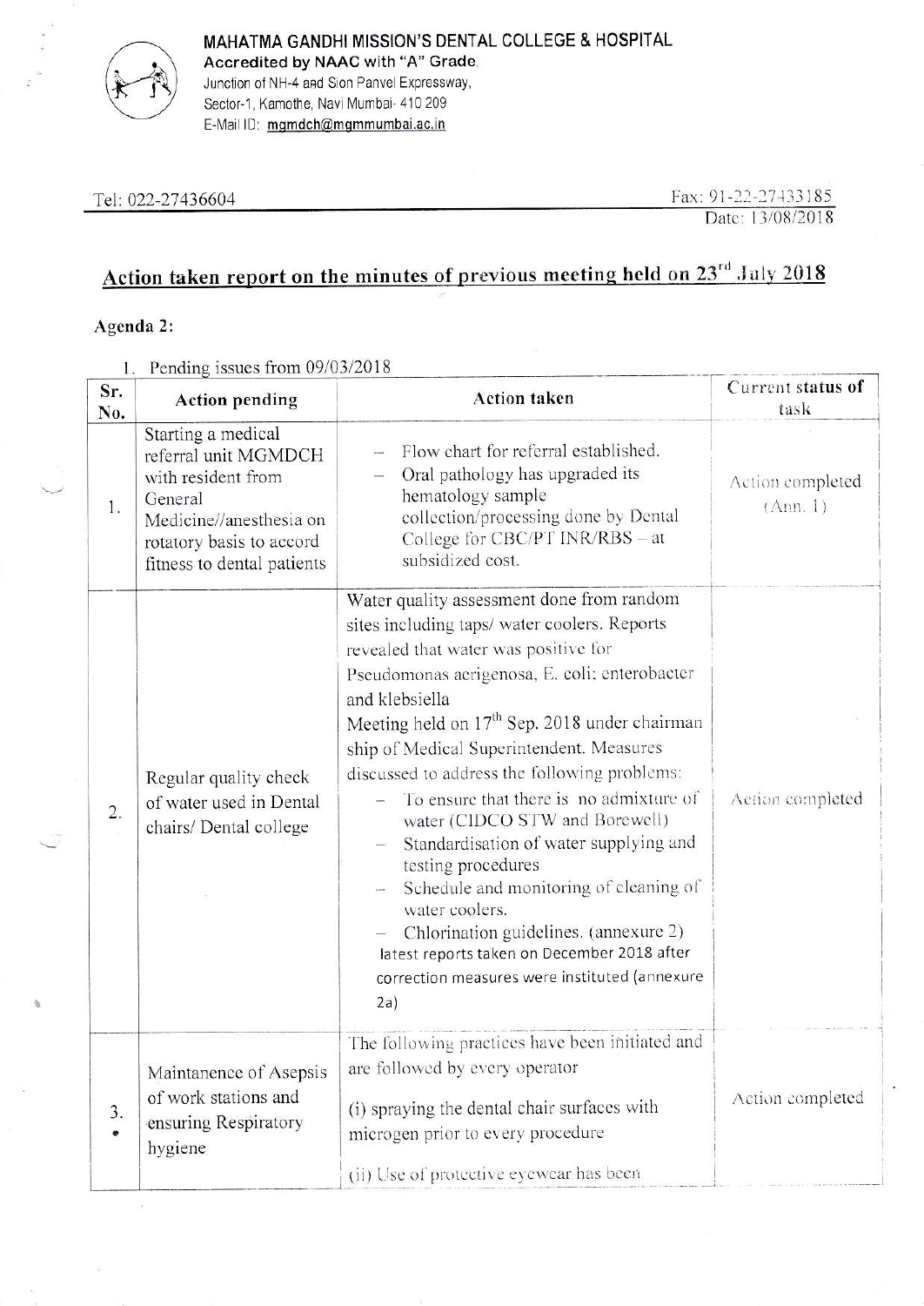**MAHATMA GANDHI MISSION'S DENTAL COLLEGE & HOSPITAL**
**Accredited by NAAC with "A" Grade**
Junction of NH-4 and Sion Panvel Expressway,
Sector-1, Kamothe, Navi Mumbai- 410 209
E-Mail ID: mgmdch@mgmmumbai.ac.in

Tel: 022-27436604

Fax: 91-22-27433185

Date: 13/08/2018

## Action taken report on the minutes of previous meeting held on 23[rd] July 2018

### Agenda 2:

1. Pending issues from 09/03/2018

| Sr. No. | Action pending | Action taken | Current status of task |
|---|---|---|---|
| 1. | Starting a medical referral unit MGMDCH with resident from General Medicine//anesthesia on rotatory basis to accord fitness to dental patients | – Flow chart for referral established.<br>– Oral pathology has upgraded its hematology sample collection/processing done by Dental College for CBC/PT INR/RBS – at subsidized cost. | Action completed (Ann. 1) |
| 2. | Regular quality check of water used in Dental chairs/ Dental college | Water quality assessment done from random sites including taps/ water coolers. Reports revealed that water was positive for Pseudomonas aerigenosa, E. coli; enterobacter and klebsiella<br>Meeting held on 17[th] Sep. 2018 under chairman ship of Medical Superintendent. Measures discussed to address the following problems:<br>– To ensure that there is no admixture of water (CIDCO STW and Borewell)<br>– Standardisation of water supplying and testing procedures<br>– Schedule and monitoring of cleaning of water coolers.<br>– Chlorination guidelines. (annexure 2)<br>latest reports taken on December 2018 after correction measures were instituted (annexure 2a) | Action completed |
| 3. | Maintanence of Asepsis of work stations and ensuring Respiratory hygiene | The following practices have been initiated and are followed by every operator<br>(i) spraying the dental chair surfaces with microgen prior to every procedure<br>(ii) Use of protective eyewear has been | Action completed |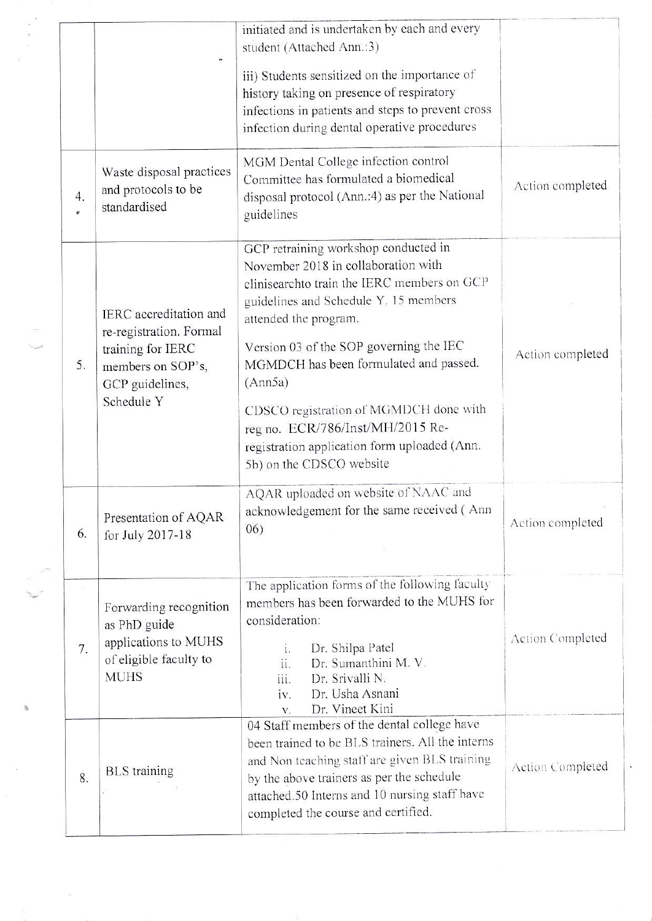| | | | |
|---|---|---|---|
| | | initiated and is undertaken by each and every student (Attached Ann.:3)<br><br>iii) Students sensitized on the importance of history taking on presence of respiratory infections in patients and steps to prevent cross infection during dental operative procedures | |
| 4. | Waste disposal practices and protocols to be standardised | MGM Dental College infection control Committee has formulated a biomedical disposal protocol (Ann.:4) as per the National guidelines | Action completed |
| 5. | IERC accreditation and re-registration. Formal training for IERC members on SOP's, GCP guidelines, Schedule Y | GCP retraining workshop conducted in November 2018 in collaboration with clinisearchto train the IERC members on GCP guidelines and Schedule Y. 15 members attended the program.<br><br>Version 03 of the SOP governing the IEC MGMDCH has been formulated and passed. (Ann5a)<br><br>CDSCO registration of MGMDCH done with reg no. ECR/786/Inst/MH/2015 Re-registration application form uploaded (Ann. 5b) on the CDSCO website | Action completed |
| 6. | Presentation of AQAR for July 2017-18 | AQAR uploaded on website of NAAC and acknowledgement for the same received ( Ann 06) | Action completed |
| 7. | Forwarding recognition as PhD guide applications to MUHS of eligible faculty to MUHS | The application forms of the following faculty members has been forwarded to the MUHS for consideration:<br>i. Dr. Shilpa Patel<br>ii. Dr. Sumanthini M. V.<br>iii. Dr. Srivalli N.<br>iv. Dr. Usha Asnani<br>v. Dr. Vineet Kini | Action Completed |
| 8. | BLS training | 04 Staff members of the dental college have been trained to be BLS trainers. All the interns and Non teaching staff are given BLS training by the above trainers as per the schedule attached.50 Interns and 10 nursing staff have completed the course and certified. | Action Completed |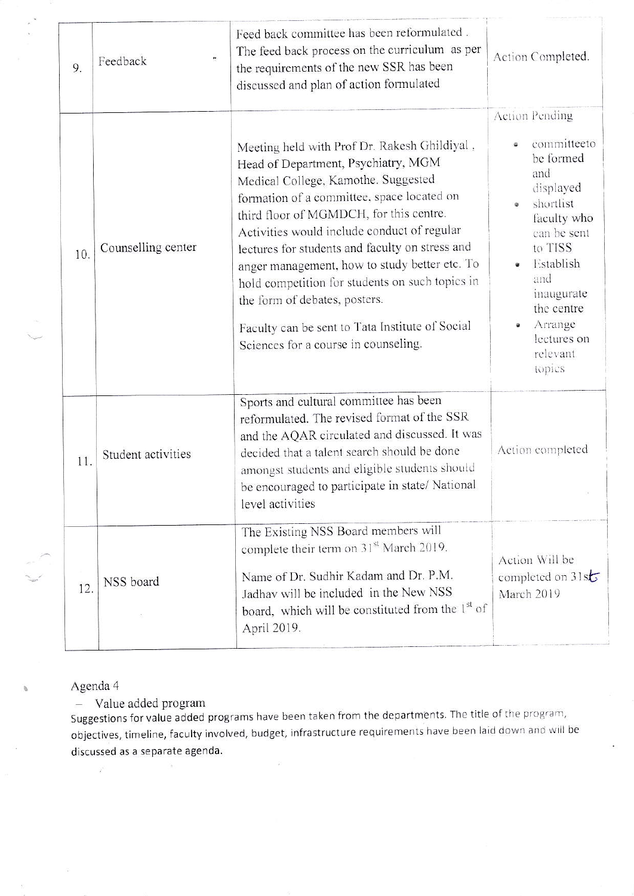| 9. | Feedback | Feed back committee has been reformulated . The feed back process on the curriculum as per the requirements of the new SSR has been discussed and plan of action formulated | Action Completed. |
|---|---|---|---|
| 10. | Counselling center | Meeting held with Prof Dr. Rakesh Ghildiyal , Head of Department, Psychiatry, MGM Medical College, Kamothe. Suggested formation of a committee, space located on third floor of MGMDCH, for this centre. Activities would include conduct of regular lectures for students and faculty on stress and anger management, how to study better etc. To hold competition for students on such topics in the form of debates, posters.<br><br>Faculty can be sent to Tata Institute of Social Sciences for a course in counseling. | Action Pending<br><br>• committeeto be formed and displayed<br>• shortlist faculty who can be sent to TISS<br>• Establish and inaugurate the centre<br>• Arrange lectures on relevant topics |
| 11. | Student activities | Sports and cultural committee has been reformulated. The revised format of the SSR and the AQAR circulated and discussed. It was decided that a talent search should be done amongst students and eligible students should be encouraged to participate in state/ National level activities | Action completed |
| 12. | NSS board | The Existing NSS Board members will complete their term on 31st March 2019.<br><br>Name of Dr. Sudhir Kadam and Dr. P.M. Jadhav will be included in the New NSS board, which will be constituted from the 1st of April 2019. | Action Will be completed on 31st March 2019 |

Agenda 4

- Value added program

Suggestions for value added programs have been taken from the departments. The title of the program, objectives, timeline, faculty involved, budget, infrastructure requirements have been laid down and will be discussed as a separate agenda.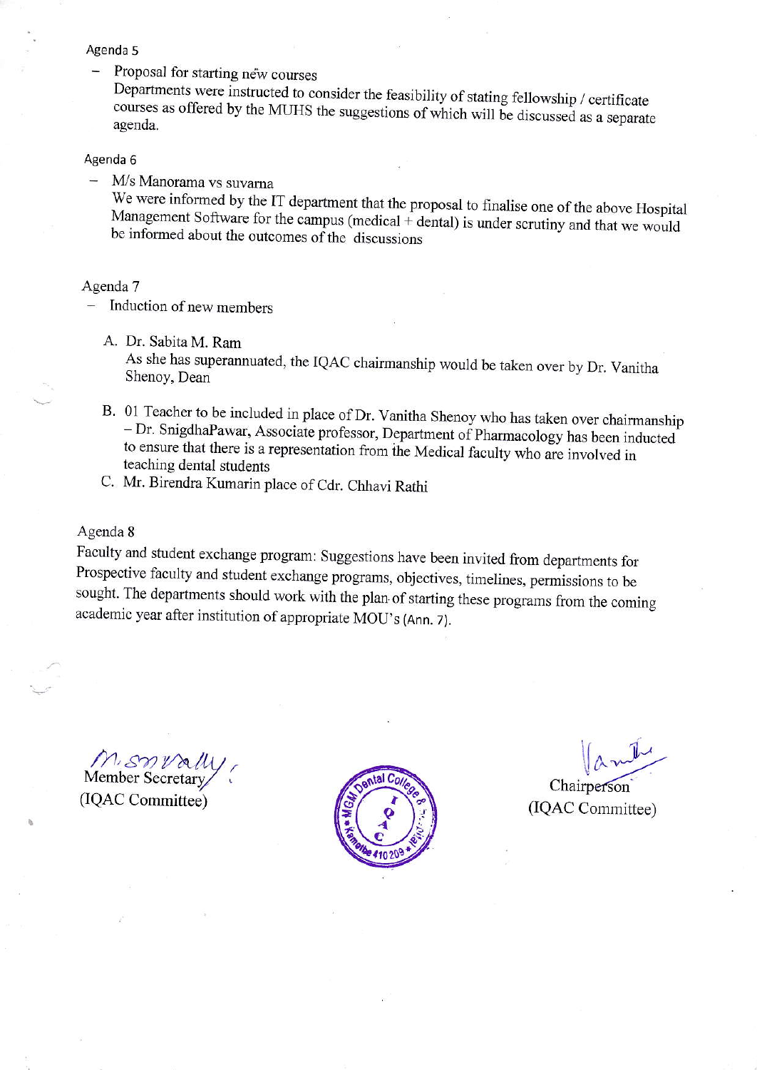Agenda 5

- Proposal for starting new courses

  Departments were instructed to consider the feasibility of stating fellowship / certificate courses as offered by the MUHS the suggestions of which will be discussed as a separate agenda.

Agenda 6

- M/s Manorama vs suvarna

  We were informed by the IT department that the proposal to finalise one of the above Hospital Management Software for the campus (medical + dental) is under scrutiny and that we would be informed about the outcomes of the discussions

Agenda 7

- Induction of new members

A. Dr. Sabita M. Ram

   As she has superannuated, the IQAC chairmanship would be taken over by Dr. Vanitha Shenoy, Dean

B. 01 Teacher to be included in place of Dr. Vanitha Shenoy who has taken over chairmanship – Dr. SnigdhaPawar, Associate professor, Department of Pharmacology has been inducted to ensure that there is a representation from the Medical faculty who are involved in teaching dental students

C. Mr. Birendra Kumarin place of Cdr. Chhavi Rathi

Agenda 8

Faculty and student exchange program: Suggestions have been invited from departments for Prospective faculty and student exchange programs, objectives, timelines, permissions to be sought. The departments should work with the plan of starting these programs from the coming academic year after institution of appropriate MOU's (Ann. 7).

Member Secretary
(IQAC Committee)

Chairperson
(IQAC Committee)